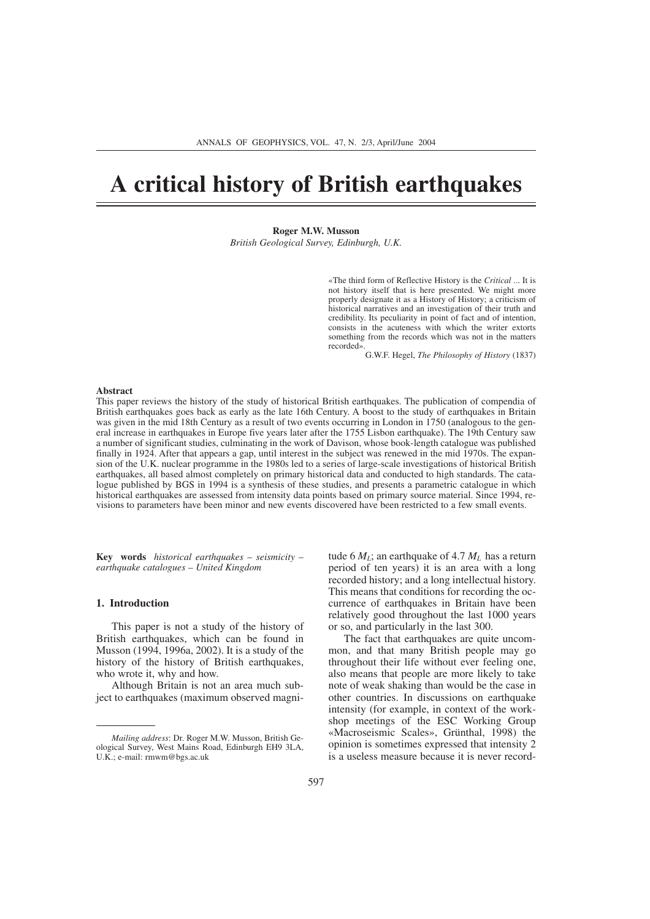# A critical history of British earthquakes

**Roger M.W. Musson**

*British Geological Survey, Edinburgh, U.K.*

> «The third form of Reflective History is the *Critical* ... It is not history itself that is here presented. We might more properly designate it as a History of History; a criticism of historical narratives and an investigation of their truth and credibility. Its peculiarity in point of fact and of intention, consists in the acuteness with which the writer extorts something from the records which was not in the matters recorded».
>
> G.W.F. Hegel, *The Philosophy of History* (1837)

**Abstract**

This paper reviews the history of the study of historical British earthquakes. The publication of compendia of British earthquakes goes back as early as the late 16th Century. A boost to the study of earthquakes in Britain was given in the mid 18th Century as a result of two events occurring in London in 1750 (analogous to the general increase in earthquakes in Europe five years later after the 1755 Lisbon earthquake). The 19th Century saw a number of significant studies, culminating in the work of Davison, whose book-length catalogue was published finally in 1924. After that appears a gap, until interest in the subject was renewed in the mid 1970s. The expansion of the U.K. nuclear programme in the 1980s led to a series of large-scale investigations of historical British earthquakes, all based almost completely on primary historical data and conducted to high standards. The catalogue published by BGS in 1994 is a synthesis of these studies, and presents a parametric catalogue in which historical earthquakes are assessed from intensity data points based on primary source material. Since 1994, revisions to parameters have been minor and new events discovered have been restricted to a few small events.

**Key words** *historical earthquakes – seismicity – earthquake catalogues – United Kingdom*

## 1. Introduction

This paper is not a study of the history of British earthquakes, which can be found in Musson (1994, 1996a, 2002). It is a study of the history of the history of British earthquakes, who wrote it, why and how.

Although Britain is not an area much subject to earthquakes (maximum observed magnitude 6 $M_L$; an earthquake of 4.7 $M_L$ has a return period of ten years) it is an area with a long recorded history; and a long intellectual history. This means that conditions for recording the occurrence of earthquakes in Britain have been relatively good throughout the last 1000 years or so, and particularly in the last 300.

The fact that earthquakes are quite uncommon, and that many British people may go throughout their life without ever feeling one, also means that people are more likely to take note of weak shaking than would be the case in other countries. In discussions on earthquake intensity (for example, in context of the workshop meetings of the ESC Working Group «Macroseismic Scales», Grünthal, 1998) the opinion is sometimes expressed that intensity 2 is a useless measure because it is never record-

*Mailing address*: Dr. Roger M.W. Musson, British Geological Survey, West Mains Road, Edinburgh EH9 3LA, U.K.; e-mail: rmwm@bgs.ac.uk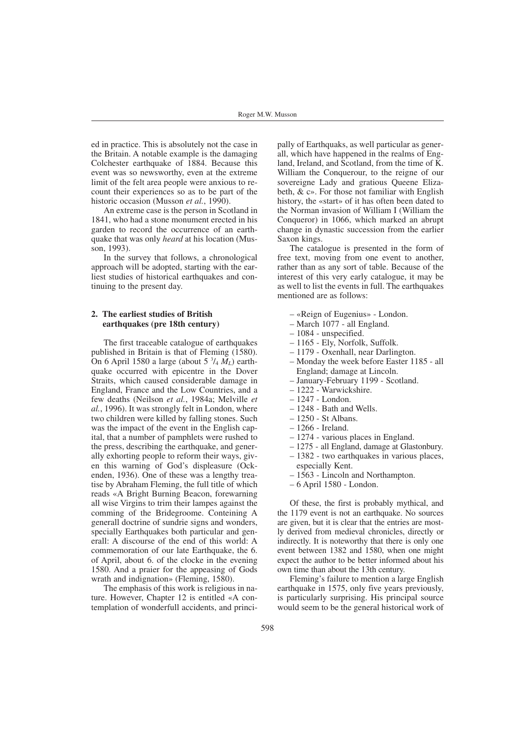ed in practice. This is absolutely not the case in the Britain. A notable example is the damaging Colchester earthquake of 1884. Because this event was so newsworthy, even at the extreme limit of the felt area people were anxious to recount their experiences so as to be part of the historic occasion (Musson *et al.*, 1990).

An extreme case is the person in Scotland in 1841, who had a stone monument erected in his garden to record the occurrence of an earthquake that was only *heard* at his location (Musson, 1993).

In the survey that follows, a chronological approach will be adopted, starting with the earliest studies of historical earthquakes and continuing to the present day.

## 2. The earliest studies of British earthquakes (pre 18th century)

The first traceable catalogue of earthquakes published in Britain is that of Fleming (1580). On 6 April 1580 a large (about 5 $^3/_4$ $M_L$) earthquake occurred with epicentre in the Dover Straits, which caused considerable damage in England, France and the Low Countries, and a few deaths (Neilson *et al.*, 1984a; Melville *et al.*, 1996). It was strongly felt in London, where two children were killed by falling stones. Such was the impact of the event in the English capital, that a number of pamphlets were rushed to the press, describing the earthquake, and generally exhorting people to reform their ways, given this warning of God's displeasure (Ockenden, 1936). One of these was a lengthy treatise by Abraham Fleming, the full title of which reads «A Bright Burning Beacon, forewarning all wise Virgins to trim their lampes against the comming of the Bridegroome. Conteining A generall doctrine of sundrie signs and wonders, specially Earthquakes both particular and generall: A discourse of the end of this world: A commemoration of our late Earthquake, the 6. of April, about 6. of the clocke in the evening 1580. And a praier for the appeasing of Gods wrath and indignation» (Fleming, 1580).

The emphasis of this work is religious in nature. However, Chapter 12 is entitled «A contemplation of wonderfull accidents, and principally of Earthquaks, as well particular as generall, which have happened in the realms of England, Ireland, and Scotland, from the time of K. William the Conquerour, to the reigne of our sovereigne Lady and gratious Queene Elizabeth, & c». For those not familiar with English history, the «start» of it has often been dated to the Norman invasion of William I (William the Conqueror) in 1066, which marked an abrupt change in dynastic succession from the earlier Saxon kings.

The catalogue is presented in the form of free text, moving from one event to another, rather than as any sort of table. Because of the interest of this very early catalogue, it may be as well to list the events in full. The earthquakes mentioned are as follows:

- «Reign of Eugenius» - London.
- March 1077 - all England.
- 1084 - unspecified.
- 1165 - Ely, Norfolk, Suffolk.
- 1179 - Oxenhall, near Darlington.
- Monday the week before Easter 1185 - all England; damage at Lincoln.
- January-February 1199 - Scotland.
- 1222 - Warwickshire.
- 1247 - London.
- 1248 - Bath and Wells.
- 1250 - St Albans.
- 1266 - Ireland.
- 1274 - various places in England.
- 1275 - all England, damage at Glastonbury.
- 1382 - two earthquakes in various places, especially Kent.
- 1563 - Lincoln and Northampton.
- 6 April 1580 - London.

Of these, the first is probably mythical, and the 1179 event is not an earthquake. No sources are given, but it is clear that the entries are mostly derived from medieval chronicles, directly or indirectly. It is noteworthy that there is only one event between 1382 and 1580, when one might expect the author to be better informed about his own time than about the 13th century.

Fleming's failure to mention a large English earthquake in 1575, only five years previously, is particularly surprising. His principal source would seem to be the general historical work of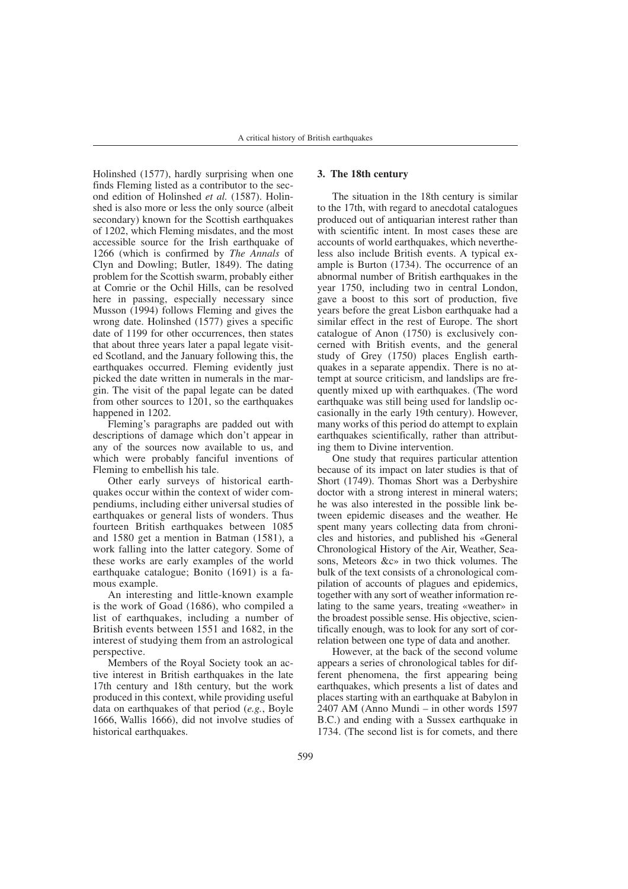Holinshed (1577), hardly surprising when one finds Fleming listed as a contributor to the second edition of Holinshed *et al.* (1587). Holinshed is also more or less the only source (albeit secondary) known for the Scottish earthquakes of 1202, which Fleming misdates, and the most accessible source for the Irish earthquake of 1266 (which is confirmed by *The Annals* of Clyn and Dowling; Butler, 1849). The dating problem for the Scottish swarm, probably either at Comrie or the Ochil Hills, can be resolved here in passing, especially necessary since Musson (1994) follows Fleming and gives the wrong date. Holinshed (1577) gives a specific date of 1199 for other occurrences, then states that about three years later a papal legate visited Scotland, and the January following this, the earthquakes occurred. Fleming evidently just picked the date written in numerals in the margin. The visit of the papal legate can be dated from other sources to 1201, so the earthquakes happened in 1202.

Fleming's paragraphs are padded out with descriptions of damage which don't appear in any of the sources now available to us, and which were probably fanciful inventions of Fleming to embellish his tale.

Other early surveys of historical earthquakes occur within the context of wider compendiums, including either universal studies of earthquakes or general lists of wonders. Thus fourteen British earthquakes between 1085 and 1580 get a mention in Batman (1581), a work falling into the latter category. Some of these works are early examples of the world earthquake catalogue; Bonito (1691) is a famous example.

An interesting and little-known example is the work of Goad (1686), who compiled a list of earthquakes, including a number of British events between 1551 and 1682, in the interest of studying them from an astrological perspective.

Members of the Royal Society took an active interest in British earthquakes in the late 17th century and 18th century, but the work produced in this context, while providing useful data on earthquakes of that period (*e.g.*, Boyle 1666, Wallis 1666), did not involve studies of historical earthquakes.

### 3. The 18th century

The situation in the 18th century is similar to the 17th, with regard to anecdotal catalogues produced out of antiquarian interest rather than with scientific intent. In most cases these are accounts of world earthquakes, which nevertheless also include British events. A typical example is Burton (1734). The occurrence of an abnormal number of British earthquakes in the year 1750, including two in central London, gave a boost to this sort of production, five years before the great Lisbon earthquake had a similar effect in the rest of Europe. The short catalogue of Anon (1750) is exclusively concerned with British events, and the general study of Grey (1750) places English earthquakes in a separate appendix. There is no attempt at source criticism, and landslips are frequently mixed up with earthquakes. (The word earthquake was still being used for landslip occasionally in the early 19th century). However, many works of this period do attempt to explain earthquakes scientifically, rather than attributing them to Divine intervention.

One study that requires particular attention because of its impact on later studies is that of Short (1749). Thomas Short was a Derbyshire doctor with a strong interest in mineral waters; he was also interested in the possible link between epidemic diseases and the weather. He spent many years collecting data from chronicles and histories, and published his «General Chronological History of the Air, Weather, Seasons, Meteors &c» in two thick volumes. The bulk of the text consists of a chronological compilation of accounts of plagues and epidemics, together with any sort of weather information relating to the same years, treating «weather» in the broadest possible sense. His objective, scientifically enough, was to look for any sort of correlation between one type of data and another.

However, at the back of the second volume appears a series of chronological tables for different phenomena, the first appearing being earthquakes, which presents a list of dates and places starting with an earthquake at Babylon in 2407 AM (Anno Mundi – in other words 1597 B.C.) and ending with a Sussex earthquake in 1734. (The second list is for comets, and there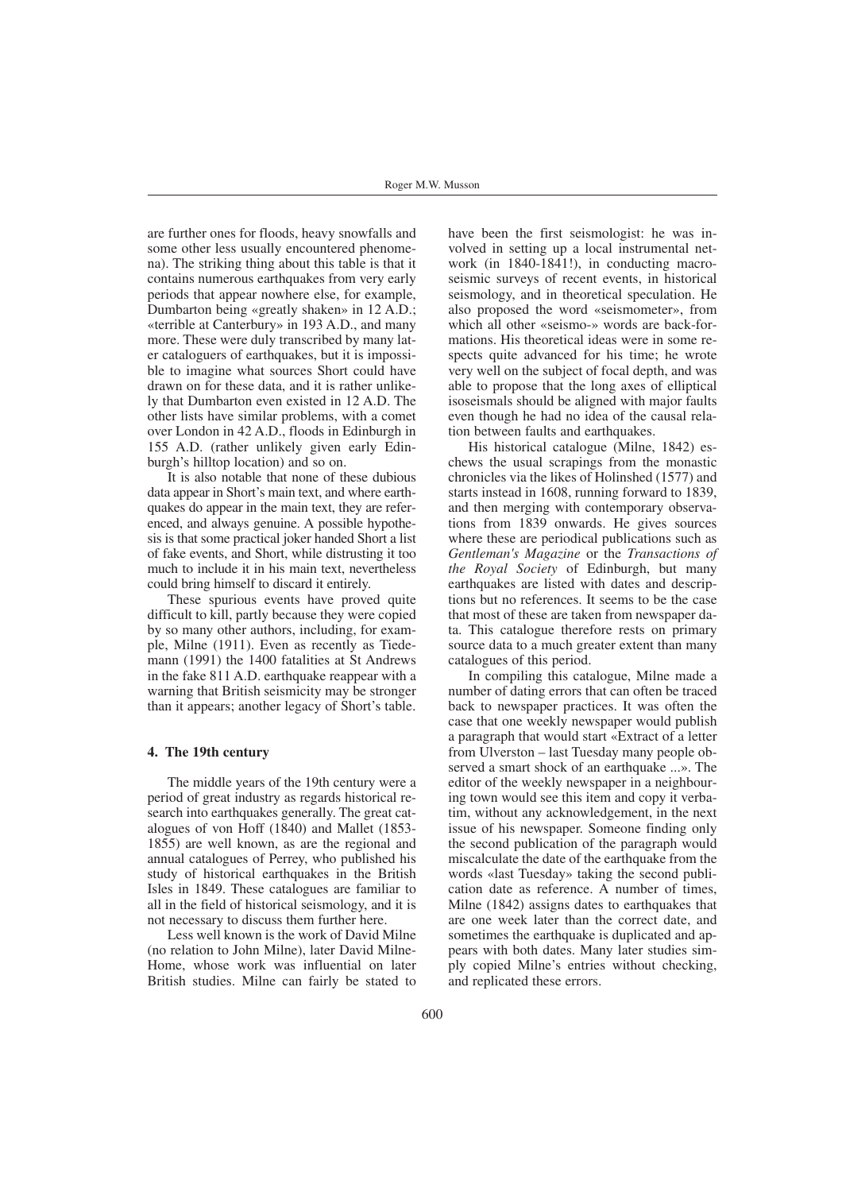are further ones for floods, heavy snowfalls and some other less usually encountered phenomena). The striking thing about this table is that it contains numerous earthquakes from very early periods that appear nowhere else, for example, Dumbarton being «greatly shaken» in 12 A.D.; «terrible at Canterbury» in 193 A.D., and many more. These were duly transcribed by many later cataloguers of earthquakes, but it is impossible to imagine what sources Short could have drawn on for these data, and it is rather unlikely that Dumbarton even existed in 12 A.D. The other lists have similar problems, with a comet over London in 42 A.D., floods in Edinburgh in 155 A.D. (rather unlikely given early Edinburgh's hilltop location) and so on.

It is also notable that none of these dubious data appear in Short's main text, and where earthquakes do appear in the main text, they are referenced, and always genuine. A possible hypothesis is that some practical joker handed Short a list of fake events, and Short, while distrusting it too much to include it in his main text, nevertheless could bring himself to discard it entirely.

These spurious events have proved quite difficult to kill, partly because they were copied by so many other authors, including, for example, Milne (1911). Even as recently as Tiedemann (1991) the 1400 fatalities at St Andrews in the fake 811 A.D. earthquake reappear with a warning that British seismicity may be stronger than it appears; another legacy of Short's table.

## 4. The 19th century

The middle years of the 19th century were a period of great industry as regards historical research into earthquakes generally. The great catalogues of von Hoff (1840) and Mallet (1853-1855) are well known, as are the regional and annual catalogues of Perrey, who published his study of historical earthquakes in the British Isles in 1849. These catalogues are familiar to all in the field of historical seismology, and it is not necessary to discuss them further here.

Less well known is the work of David Milne (no relation to John Milne), later David Milne-Home, whose work was influential on later British studies. Milne can fairly be stated to have been the first seismologist: he was involved in setting up a local instrumental network (in 1840-1841!), in conducting macroseismic surveys of recent events, in historical seismology, and in theoretical speculation. He also proposed the word «seismometer», from which all other «seismo-» words are back-formations. His theoretical ideas were in some respects quite advanced for his time; he wrote very well on the subject of focal depth, and was able to propose that the long axes of elliptical isoseismals should be aligned with major faults even though he had no idea of the causal relation between faults and earthquakes.

His historical catalogue (Milne, 1842) eschews the usual scrapings from the monastic chronicles via the likes of Holinshed (1577) and starts instead in 1608, running forward to 1839, and then merging with contemporary observations from 1839 onwards. He gives sources where these are periodical publications such as *Gentleman's Magazine* or the *Transactions of the Royal Society* of Edinburgh, but many earthquakes are listed with dates and descriptions but no references. It seems to be the case that most of these are taken from newspaper data. This catalogue therefore rests on primary source data to a much greater extent than many catalogues of this period.

In compiling this catalogue, Milne made a number of dating errors that can often be traced back to newspaper practices. It was often the case that one weekly newspaper would publish a paragraph that would start «Extract of a letter from Ulverston – last Tuesday many people observed a smart shock of an earthquake ...». The editor of the weekly newspaper in a neighbouring town would see this item and copy it verbatim, without any acknowledgement, in the next issue of his newspaper. Someone finding only the second publication of the paragraph would miscalculate the date of the earthquake from the words «last Tuesday» taking the second publication date as reference. A number of times, Milne (1842) assigns dates to earthquakes that are one week later than the correct date, and sometimes the earthquake is duplicated and appears with both dates. Many later studies simply copied Milne's entries without checking, and replicated these errors.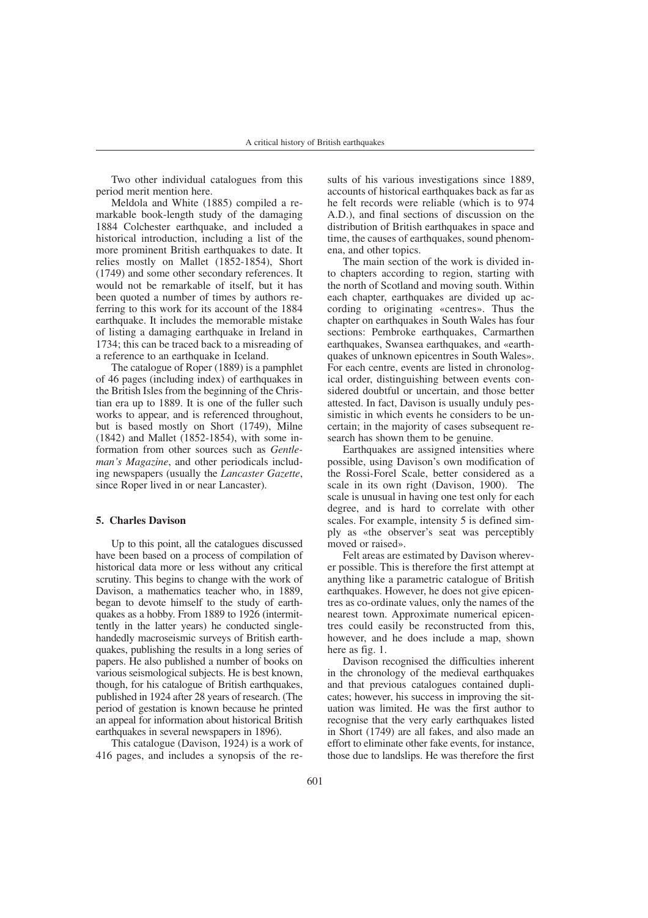Two other individual catalogues from this period merit mention here.

Meldola and White (1885) compiled a remarkable book-length study of the damaging 1884 Colchester earthquake, and included a historical introduction, including a list of the more prominent British earthquakes to date. It relies mostly on Mallet (1852-1854), Short (1749) and some other secondary references. It would not be remarkable of itself, but it has been quoted a number of times by authors referring to this work for its account of the 1884 earthquake. It includes the memorable mistake of listing a damaging earthquake in Ireland in 1734; this can be traced back to a misreading of a reference to an earthquake in Iceland.

The catalogue of Roper (1889) is a pamphlet of 46 pages (including index) of earthquakes in the British Isles from the beginning of the Christian era up to 1889. It is one of the fuller such works to appear, and is referenced throughout, but is based mostly on Short (1749), Milne (1842) and Mallet (1852-1854), with some information from other sources such as *Gentleman's Magazine*, and other periodicals including newspapers (usually the *Lancaster Gazette*, since Roper lived in or near Lancaster).

## 5. Charles Davison

Up to this point, all the catalogues discussed have been based on a process of compilation of historical data more or less without any critical scrutiny. This begins to change with the work of Davison, a mathematics teacher who, in 1889, began to devote himself to the study of earthquakes as a hobby. From 1889 to 1926 (intermittently in the latter years) he conducted single-handedly macroseismic surveys of British earthquakes, publishing the results in a long series of papers. He also published a number of books on various seismological subjects. He is best known, though, for his catalogue of British earthquakes, published in 1924 after 28 years of research. (The period of gestation is known because he printed an appeal for information about historical British earthquakes in several newspapers in 1896).

This catalogue (Davison, 1924) is a work of 416 pages, and includes a synopsis of the results of his various investigations since 1889, accounts of historical earthquakes back as far as he felt records were reliable (which is to 974 A.D.), and final sections of discussion on the distribution of British earthquakes in space and time, the causes of earthquakes, sound phenomena, and other topics.

The main section of the work is divided into chapters according to region, starting with the north of Scotland and moving south. Within each chapter, earthquakes are divided up according to originating «centres». Thus the chapter on earthquakes in South Wales has four sections: Pembroke earthquakes, Carmarthen earthquakes, Swansea earthquakes, and «earthquakes of unknown epicentres in South Wales». For each centre, events are listed in chronological order, distinguishing between events considered doubtful or uncertain, and those better attested. In fact, Davison is usually unduly pessimistic in which events he considers to be uncertain; in the majority of cases subsequent research has shown them to be genuine.

Earthquakes are assigned intensities where possible, using Davison's own modification of the Rossi-Forel Scale, better considered as a scale in its own right (Davison, 1900). The scale is unusual in having one test only for each degree, and is hard to correlate with other scales. For example, intensity 5 is defined simply as «the observer's seat was perceptibly moved or raised».

Felt areas are estimated by Davison wherever possible. This is therefore the first attempt at anything like a parametric catalogue of British earthquakes. However, he does not give epicentres as co-ordinate values, only the names of the nearest town. Approximate numerical epicentres could easily be reconstructed from this, however, and he does include a map, shown here as fig. 1.

Davison recognised the difficulties inherent in the chronology of the medieval earthquakes and that previous catalogues contained duplicates; however, his success in improving the situation was limited. He was the first author to recognise that the very early earthquakes listed in Short (1749) are all fakes, and also made an effort to eliminate other fake events, for instance, those due to landslips. He was therefore the first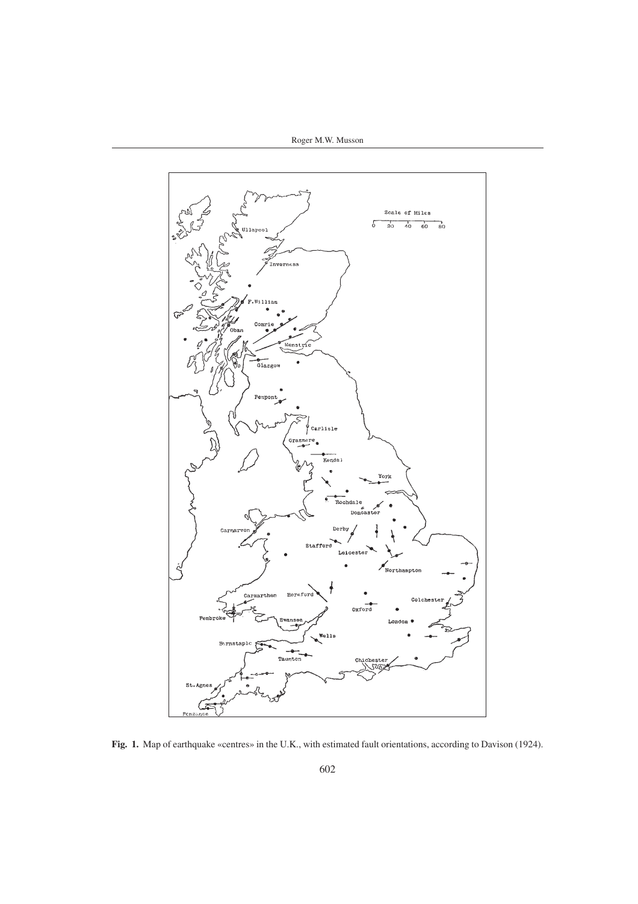**Fig. 1.** Map of earthquake «centres» in the U.K., with estimated fault orientations, according to Davison (1924).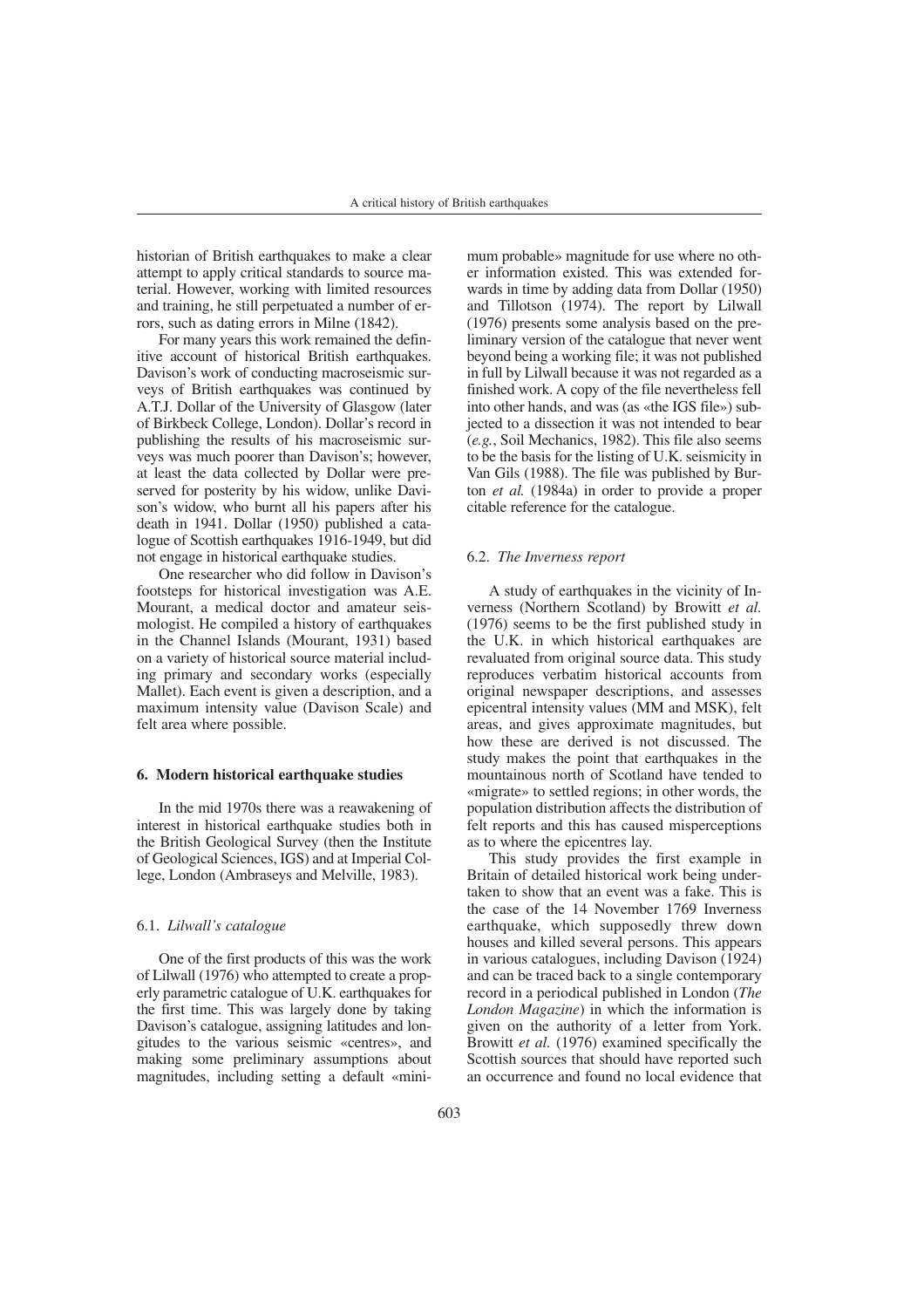historian of British earthquakes to make a clear attempt to apply critical standards to source material. However, working with limited resources and training, he still perpetuated a number of errors, such as dating errors in Milne (1842).

For many years this work remained the definitive account of historical British earthquakes. Davison's work of conducting macroseismic surveys of British earthquakes was continued by A.T.J. Dollar of the University of Glasgow (later of Birkbeck College, London). Dollar's record in publishing the results of his macroseismic surveys was much poorer than Davison's; however, at least the data collected by Dollar were preserved for posterity by his widow, unlike Davison's widow, who burnt all his papers after his death in 1941. Dollar (1950) published a catalogue of Scottish earthquakes 1916-1949, but did not engage in historical earthquake studies.

One researcher who did follow in Davison's footsteps for historical investigation was A.E. Mourant, a medical doctor and amateur seismologist. He compiled a history of earthquakes in the Channel Islands (Mourant, 1931) based on a variety of historical source material including primary and secondary works (especially Mallet). Each event is given a description, and a maximum intensity value (Davison Scale) and felt area where possible.

## 6. Modern historical earthquake studies

In the mid 1970s there was a reawakening of interest in historical earthquake studies both in the British Geological Survey (then the Institute of Geological Sciences, IGS) and at Imperial College, London (Ambraseys and Melville, 1983).

### 6.1. *Lilwall's catalogue*

One of the first products of this was the work of Lilwall (1976) who attempted to create a properly parametric catalogue of U.K. earthquakes for the first time. This was largely done by taking Davison's catalogue, assigning latitudes and longitudes to the various seismic «centres», and making some preliminary assumptions about magnitudes, including setting a default «minimum probable» magnitude for use where no other information existed. This was extended forwards in time by adding data from Dollar (1950) and Tillotson (1974). The report by Lilwall (1976) presents some analysis based on the preliminary version of the catalogue that never went beyond being a working file; it was not published in full by Lilwall because it was not regarded as a finished work. A copy of the file nevertheless fell into other hands, and was (as «the IGS file») subjected to a dissection it was not intended to bear (*e.g.*, Soil Mechanics, 1982). This file also seems to be the basis for the listing of U.K. seismicity in Van Gils (1988). The file was published by Burton *et al.* (1984a) in order to provide a proper citable reference for the catalogue.

### 6.2. *The Inverness report*

A study of earthquakes in the vicinity of Inverness (Northern Scotland) by Browitt *et al.* (1976) seems to be the first published study in the U.K. in which historical earthquakes are revaluated from original source data. This study reproduces verbatim historical accounts from original newspaper descriptions, and assesses epicentral intensity values (MM and MSK), felt areas, and gives approximate magnitudes, but how these are derived is not discussed. The study makes the point that earthquakes in the mountainous north of Scotland have tended to «migrate» to settled regions; in other words, the population distribution affects the distribution of felt reports and this has caused misperceptions as to where the epicentres lay.

This study provides the first example in Britain of detailed historical work being undertaken to show that an event was a fake. This is the case of the 14 November 1769 Inverness earthquake, which supposedly threw down houses and killed several persons. This appears in various catalogues, including Davison (1924) and can be traced back to a single contemporary record in a periodical published in London (*The London Magazine*) in which the information is given on the authority of a letter from York. Browitt *et al.* (1976) examined specifically the Scottish sources that should have reported such an occurrence and found no local evidence that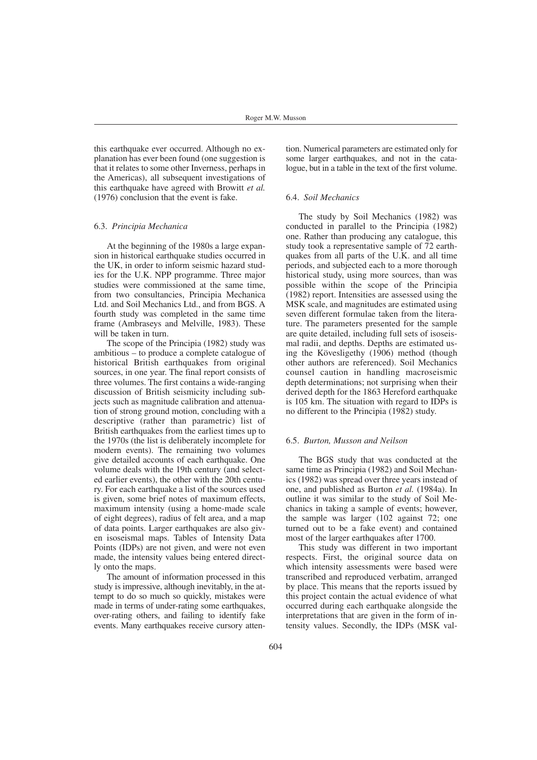this earthquake ever occurred. Although no explanation has ever been found (one suggestion is that it relates to some other Inverness, perhaps in the Americas), all subsequent investigations of this earthquake have agreed with Browitt *et al.* (1976) conclusion that the event is fake.

### 6.3. *Principia Mechanica*

At the beginning of the 1980s a large expansion in historical earthquake studies occurred in the UK, in order to inform seismic hazard studies for the U.K. NPP programme. Three major studies were commissioned at the same time, from two consultancies, Principia Mechanica Ltd. and Soil Mechanics Ltd., and from BGS. A fourth study was completed in the same time frame (Ambraseys and Melville, 1983). These will be taken in turn.

The scope of the Principia (1982) study was ambitious – to produce a complete catalogue of historical British earthquakes from original sources, in one year. The final report consists of three volumes. The first contains a wide-ranging discussion of British seismicity including subjects such as magnitude calibration and attenuation of strong ground motion, concluding with a descriptive (rather than parametric) list of British earthquakes from the earliest times up to the 1970s (the list is deliberately incomplete for modern events). The remaining two volumes give detailed accounts of each earthquake. One volume deals with the 19th century (and selected earlier events), the other with the 20th century. For each earthquake a list of the sources used is given, some brief notes of maximum effects, maximum intensity (using a home-made scale of eight degrees), radius of felt area, and a map of data points. Larger earthquakes are also given isoseismal maps. Tables of Intensity Data Points (IDPs) are not given, and were not even made, the intensity values being entered directly onto the maps.

The amount of information processed in this study is impressive, although inevitably, in the attempt to do so much so quickly, mistakes were made in terms of under-rating some earthquakes, over-rating others, and failing to identify fake events. Many earthquakes receive cursory attention. Numerical parameters are estimated only for some larger earthquakes, and not in the catalogue, but in a table in the text of the first volume.

### 6.4. *Soil Mechanics*

The study by Soil Mechanics (1982) was conducted in parallel to the Principia (1982) one. Rather than producing any catalogue, this study took a representative sample of 72 earthquakes from all parts of the U.K. and all time periods, and subjected each to a more thorough historical study, using more sources, than was possible within the scope of the Principia (1982) report. Intensities are assessed using the MSK scale, and magnitudes are estimated using seven different formulae taken from the literature. The parameters presented for the sample are quite detailed, including full sets of isoseismal radii, and depths. Depths are estimated using the Kövesligethy (1906) method (though other authors are referenced). Soil Mechanics counsel caution in handling macroseismic depth determinations; not surprising when their derived depth for the 1863 Hereford earthquake is 105 km. The situation with regard to IDPs is no different to the Principia (1982) study.

### 6.5. *Burton, Musson and Neilson*

The BGS study that was conducted at the same time as Principia (1982) and Soil Mechanics (1982) was spread over three years instead of one, and published as Burton *et al.* (1984a). In outline it was similar to the study of Soil Mechanics in taking a sample of events; however, the sample was larger (102 against 72; one turned out to be a fake event) and contained most of the larger earthquakes after 1700.

This study was different in two important respects. First, the original source data on which intensity assessments were based were transcribed and reproduced verbatim, arranged by place. This means that the reports issued by this project contain the actual evidence of what occurred during each earthquake alongside the interpretations that are given in the form of intensity values. Secondly, the IDPs (MSK val-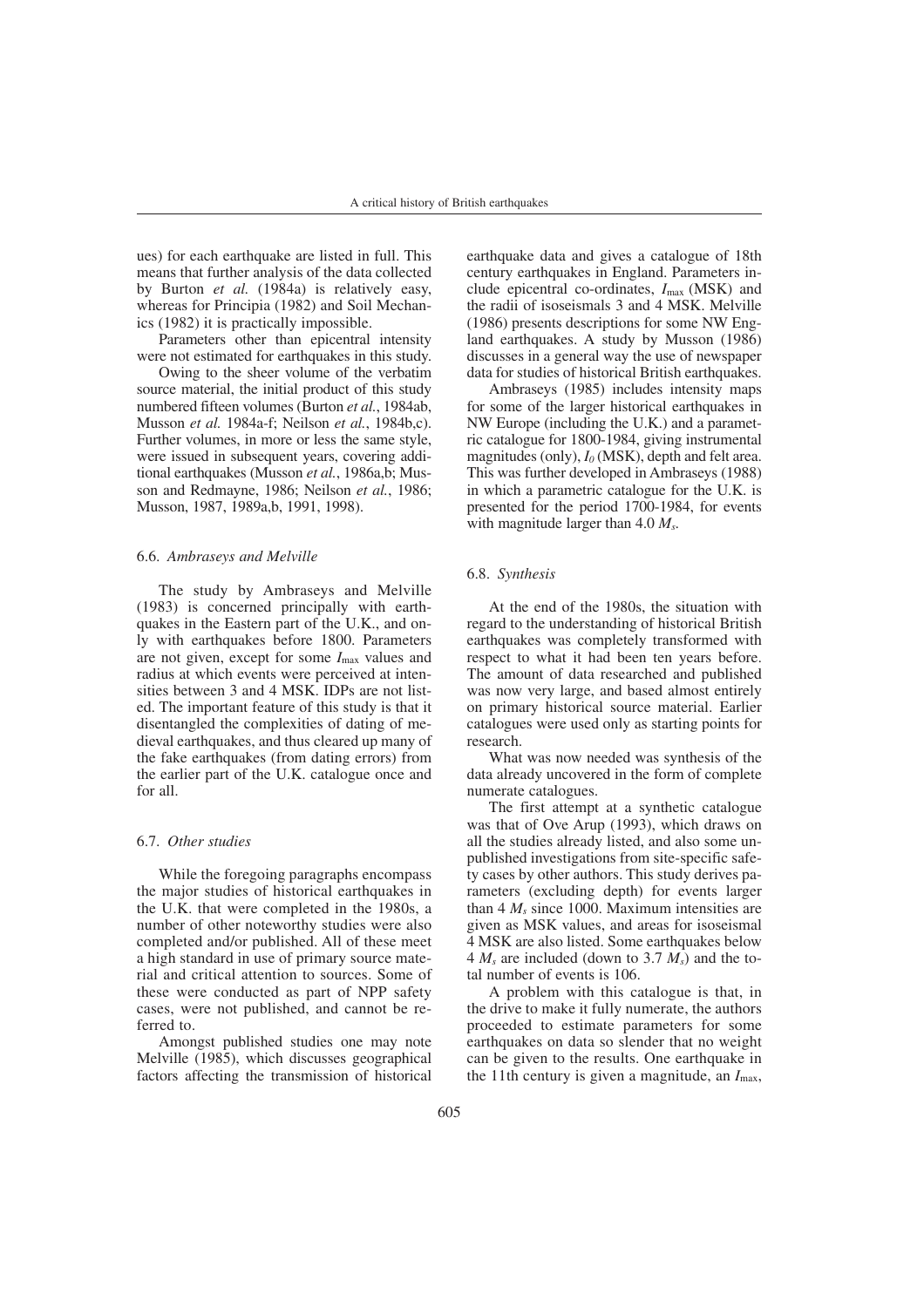ues) for each earthquake are listed in full. This means that further analysis of the data collected by Burton *et al.* (1984a) is relatively easy, whereas for Principia (1982) and Soil Mechanics (1982) it is practically impossible.

Parameters other than epicentral intensity were not estimated for earthquakes in this study.

Owing to the sheer volume of the verbatim source material, the initial product of this study numbered fifteen volumes (Burton *et al.*, 1984ab, Musson *et al.* 1984a-f; Neilson *et al.*, 1984b,c). Further volumes, in more or less the same style, were issued in subsequent years, covering additional earthquakes (Musson *et al.*, 1986a,b; Musson and Redmayne, 1986; Neilson *et al.*, 1986; Musson, 1987, 1989a,b, 1991, 1998).

### 6.6. *Ambraseys and Melville*

The study by Ambraseys and Melville (1983) is concerned principally with earthquakes in the Eastern part of the U.K., and only with earthquakes before 1800. Parameters are not given, except for some $I_{max}$ values and radius at which events were perceived at intensities between 3 and 4 MSK. IDPs are not listed. The important feature of this study is that it disentangled the complexities of dating of medieval earthquakes, and thus cleared up many of the fake earthquakes (from dating errors) from the earlier part of the U.K. catalogue once and for all.

### 6.7. *Other studies*

While the foregoing paragraphs encompass the major studies of historical earthquakes in the U.K. that were completed in the 1980s, a number of other noteworthy studies were also completed and/or published. All of these meet a high standard in use of primary source material and critical attention to sources. Some of these were conducted as part of NPP safety cases, were not published, and cannot be referred to.

Amongst published studies one may note Melville (1985), which discusses geographical factors affecting the transmission of historical earthquake data and gives a catalogue of 18th century earthquakes in England. Parameters include epicentral co-ordinates, $I_{max}$ (MSK) and the radii of isoseismals 3 and 4 MSK. Melville (1986) presents descriptions for some NW England earthquakes. A study by Musson (1986) discusses in a general way the use of newspaper data for studies of historical British earthquakes.

Ambraseys (1985) includes intensity maps for some of the larger historical earthquakes in NW Europe (including the U.K.) and a parametric catalogue for 1800-1984, giving instrumental magnitudes (only), $I_0$ (MSK), depth and felt area. This was further developed in Ambraseys (1988) in which a parametric catalogue for the U.K. is presented for the period 1700-1984, for events with magnitude larger than 4.0 $M_s$.

### 6.8. *Synthesis*

At the end of the 1980s, the situation with regard to the understanding of historical British earthquakes was completely transformed with respect to what it had been ten years before. The amount of data researched and published was now very large, and based almost entirely on primary historical source material. Earlier catalogues were used only as starting points for research.

What was now needed was synthesis of the data already uncovered in the form of complete numerate catalogues.

The first attempt at a synthetic catalogue was that of Ove Arup (1993), which draws on all the studies already listed, and also some unpublished investigations from site-specific safety cases by other authors. This study derives parameters (excluding depth) for events larger than 4 $M_s$ since 1000. Maximum intensities are given as MSK values, and areas for isoseismal 4 MSK are also listed. Some earthquakes below 4 $M_s$ are included (down to 3.7 $M_s$) and the total number of events is 106.

A problem with this catalogue is that, in the drive to make it fully numerate, the authors proceeded to estimate parameters for some earthquakes on data so slender that no weight can be given to the results. One earthquake in the 11th century is given a magnitude, an $I_{max}$,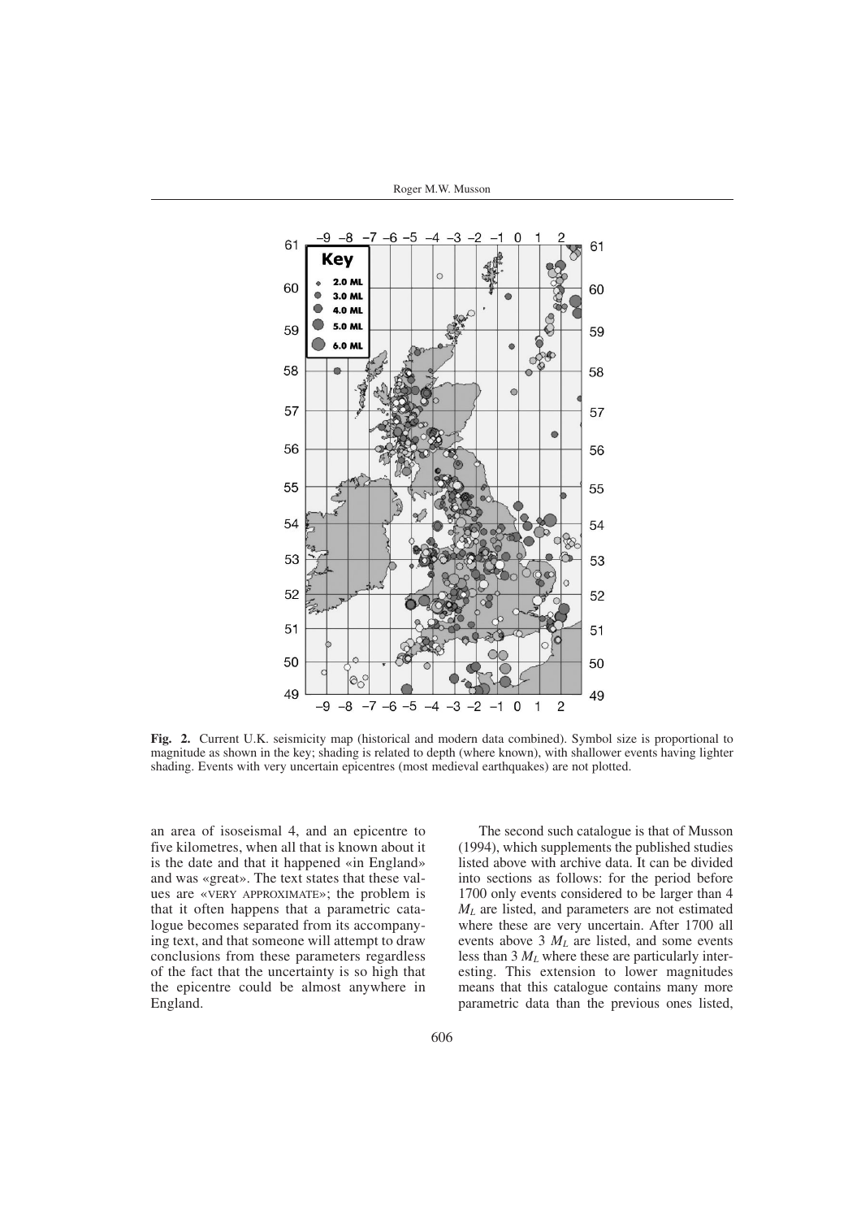**Fig. 2.** Current U.K. seismicity map (historical and modern data combined). Symbol size is proportional to magnitude as shown in the key; shading is related to depth (where known), with shallower events having lighter shading. Events with very uncertain epicentres (most medieval earthquakes) are not plotted.

an area of isoseismal 4, and an epicentre to five kilometres, when all that is known about it is the date and that it happened «in England» and was «great». The text states that these values are «VERY APPROXIMATE»; the problem is that it often happens that a parametric catalogue becomes separated from its accompanying text, and that someone will attempt to draw conclusions from these parameters regardless of the fact that the uncertainty is so high that the epicentre could be almost anywhere in England.

The second such catalogue is that of Musson (1994), which supplements the published studies listed above with archive data. It can be divided into sections as follows: for the period before 1700 only events considered to be larger than 4 $M_L$ are listed, and parameters are not estimated where these are very uncertain. After 1700 all events above 3 $M_L$ are listed, and some events less than 3 $M_L$ where these are particularly interesting. This extension to lower magnitudes means that this catalogue contains many more parametric data than the previous ones listed,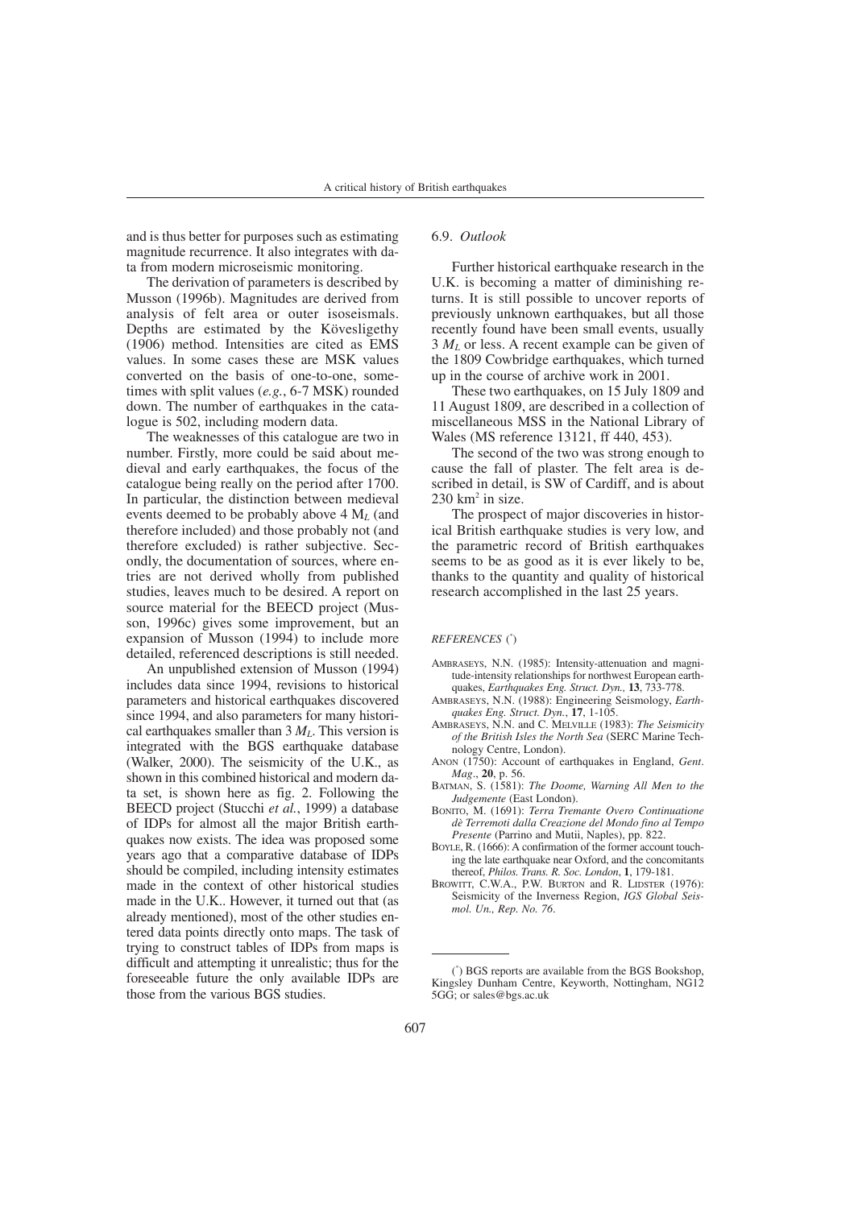and is thus better for purposes such as estimating magnitude recurrence. It also integrates with data from modern microseismic monitoring.

The derivation of parameters is described by Musson (1996b). Magnitudes are derived from analysis of felt area or outer isoseismals. Depths are estimated by the Kövesligethy (1906) method. Intensities are cited as EMS values. In some cases these are MSK values converted on the basis of one-to-one, sometimes with split values (*e.g.*, 6-7 MSK) rounded down. The number of earthquakes in the catalogue is 502, including modern data.

The weaknesses of this catalogue are two in number. Firstly, more could be said about medieval and early earthquakes, the focus of the catalogue being really on the period after 1700. In particular, the distinction between medieval events deemed to be probably above 4 $M_L$ (and therefore included) and those probably not (and therefore excluded) is rather subjective. Secondly, the documentation of sources, where entries are not derived wholly from published studies, leaves much to be desired. A report on source material for the BEECD project (Musson, 1996c) gives some improvement, but an expansion of Musson (1994) to include more detailed, referenced descriptions is still needed.

An unpublished extension of Musson (1994) includes data since 1994, revisions to historical parameters and historical earthquakes discovered since 1994, and also parameters for many historical earthquakes smaller than 3 $M_L$. This version is integrated with the BGS earthquake database (Walker, 2000). The seismicity of the U.K., as shown in this combined historical and modern data set, is shown here as fig. 2. Following the BEECD project (Stucchi *et al.*, 1999) a database of IDPs for almost all the major British earthquakes now exists. The idea was proposed some years ago that a comparative database of IDPs should be compiled, including intensity estimates made in the context of other historical studies made in the U.K.. However, it turned out that (as already mentioned), most of the other studies entered data points directly onto maps. The task of trying to construct tables of IDPs from maps is difficult and attempting it unrealistic; thus for the foreseeable future the only available IDPs are those from the various BGS studies.

### 6.9. *Outlook*

Further historical earthquake research in the U.K. is becoming a matter of diminishing returns. It is still possible to uncover reports of previously unknown earthquakes, but all those recently found have been small events, usually 3 $M_L$ or less. A recent example can be given of the 1809 Cowbridge earthquakes, which turned up in the course of archive work in 2001.

These two earthquakes, on 15 July 1809 and 11 August 1809, are described in a collection of miscellaneous MSS in the National Library of Wales (MS reference 13121, ff 440, 453).

The second of the two was strong enough to cause the fall of plaster. The felt area is described in detail, is SW of Cardiff, and is about 230 km$^2$ in size.

The prospect of major discoveries in historical British earthquake studies is very low, and the parametric record of British earthquakes seems to be as good as it is ever likely to be, thanks to the quantity and quality of historical research accomplished in the last 25 years.

#### *REFERENCES* (*)

- Ambraseys, N.N. (1985): Intensity-attenuation and magnitude-intensity relationships for northwest European earthquakes, *Earthquakes Eng. Struct. Dyn.,* **13**, 733-778.
- Ambraseys, N.N. (1988): Engineering Seismology, *Earthquakes Eng. Struct. Dyn.*, **17**, 1-105.
- Ambraseys, N.N. and C. Melville (1983): *The Seismicity of the British Isles the North Sea* (SERC Marine Technology Centre, London).
- Anon (1750): Account of earthquakes in England, *Gent. Mag*., **20**, p. 56.
- Batman, S. (1581): *The Doome, Warning All Men to the Judgemente* (East London).
- Bonito, M. (1691): *Terra Tremante Overo Continuatione dè Terremoti dalla Creazione del Mondo fino al Tempo Presente* (Parrino and Mutii, Naples), pp. 822.
- Boyle, R. (1666): A confirmation of the former account touching the late earthquake near Oxford, and the concomitants thereof, *Philos. Trans. R. Soc. London*, **1**, 179-181.
- Browitt, C.W.A., P.W. Burton and R. Lidster (1976): Seismicity of the Inverness Region, *IGS Global Seismol. Un., Rep. No. 76*.

(*) BGS reports are available from the BGS Bookshop, Kingsley Dunham Centre, Keyworth, Nottingham, NG12 5GG; or sales@bgs.ac.uk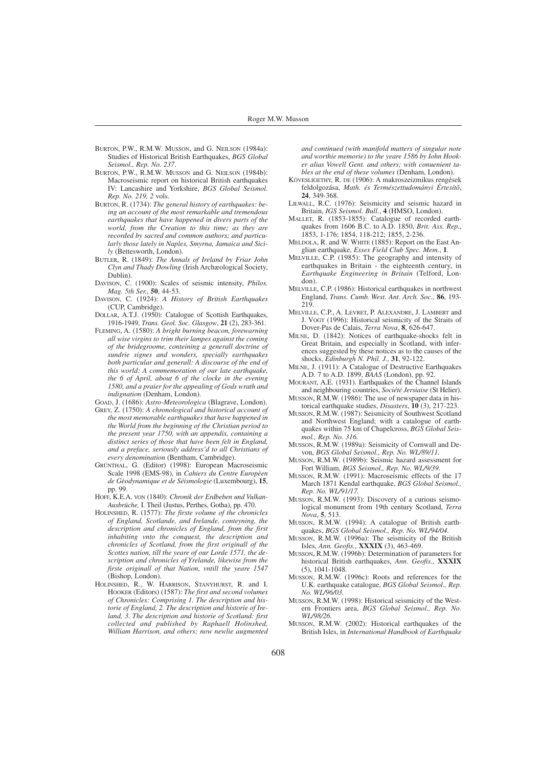Burton, P.W., R.M.W. Musson, and G. Neilson (1984a): Studies of Historical British Earthquakes, *BGS Global Seismol., Rep. No. 237*.

Burton, P.W., R.M.W. Musson and G. Neilson (1984b): Macroseismic report on historical British earthquakes IV: Lancashire and Yorkshire, *BGS Global Seismol. Rep. No. 219, 2* vols.

Burton, R. (1734): *The general history of earthquakes: being an account of the most remarkable and tremendous earthquakes that have happened in divers parts of the world, from the Creation to this time; as they are recorded by sacred and common authors; and particularly those lately in Naples, Smyrna, Jamaica and Sicily* (Bettesworth, London).

Butler, R. (1849): *The Annals of Ireland by Friar John Clyn and Thady Dowling* (Irish Archæological Society, Dublin).

Davison, C. (1900): Scales of seismic intensity, *Philos. Mag. 5th Ser.*, **50**, 44-53.

Davison, C. (1924): *A History of British Earthquakes* (CUP, Cambridge).

Dollar, A.T.J. (1950): Catalogue of Scottish Earthquakes, 1916-1949, *Trans. Geol. Soc. Glasgow*, **21** (2), 283-361.

Fleming, A. (1580): *A bright burning beacon, forewarning all wise virgins to trim their lampes against the coming of the bridegroome, conteining a generall doctrine of sundrie signes and wonders, specially earthquakes both particular and generall: A discourse of the end of this world: A commemoration of our late earthquake, the 6 of April, about 6 of the clocke in the evening 1580, and a praier for the appealing of Gods wrath and indignation* (Denham, London).

Goad, J. (1686): *Astro-Meteorologica* (Blagrave, London).

Grey, Z. (1750): *A chronological and historical account of the most memorable earthquakes that have happened in the World from the beginning of the Christian period to the present year 1750, with an appendix, containing a distinct series of those that have been felt in England, and a preface, seriously address'd to all Christians of every denomination* (Bentham, Cambridge).

Grünthal, G. (Editor) (1998): European Macroseismic Scale 1998 (EMS-98), in *Cahiers du Centre Europèen de Gèodynamique et de Séismologie* (Luxembourg), **15**, pp. 99.

Hoff, K.E.A. von (1840): *Chronik der Erdbeben und Vulkan-Ausbrüche,* I. Theil (Justus, Perthes, Gotha), pp. 470.

Holinshed, R. (1577): *The firste volume of the chronicles of England, Scotlande, and Irelande, conteyning, the description and chronicles of England, from the first inhabiting vnto the conquest, the description and chronicles of Scotland, from the first originall of the Scottes nation, till the yeare of our Lorde 1571, the description and chronicles of Yrelande, likewise from the firste originall of that Nation, vntill the yeare 1547* (Bishop, London).

Holinshed, R., W. Harrison, Stanyhurst, R. and I. Hooker (Editors) (1587): *The first and second volumes of Chronicles: Comprising 1. The description and historie of England, 2. The description and historie of Ireland, 3. The description and historie of Scotland: first collected and published by Raphaell Holinshed, William Harrison, and others; now newlie augmented and continued (with manifold matters of singular note and worthie memorie) to the yeare 1586 by Iohn Hooker alias Vowell Gent. and others; with conuenient tables at the end of these volumes* (Denham, London).

Kövesligethy, R. de (1906): A makroszeizmikus rengések feldolgozása, *Math. és Természettudományi Értesítõ*, **24**, 349-368.

Lilwall, R.C. (1976): Seismicity and seismic hazard in Britain, *IGS Seismol. Bull.*, **4** (HMSO, London).

Mallet, R. (1853-1855): Catalogue of recorded earthquakes from 1606 B.C. to A.D. 1850, *Brit. Ass. Rep.*, 1853, 1-176; 1854, 118-212; 1855, 2-236.

Meldola, R. and W. White (1885): Report on the East Anglian earthquake, *Essex Field Club Spec. Mem.*, **1**.

Melville, C.P. (1985): The geography and intensity of earthquakes in Britain - the eighteenth century, in *Earthquake Engineering in Britain* (Telford, London).

Melville, C.P. (1986): Historical earthquakes in northwest England, *Trans. Cumb. West. Ant. Arch. Soc.,* **86**, 193-219.

Melville, C.P., A. Levret, P. Alexandre, J. Lambert and J. Vogt (1996): Historical seismicity of the Straits of Dover-Pas de Calais, *Terra Nova*, **8**, 626-647.

Milne, D. (1842): Notices of earthquake-shocks felt in Great Britain, and especially in Scotland, with inferences suggested by these notices as to the causes of the shocks, *Edinburgh N. Phil. J.*, **31**, 92-122.

Milne, J. (1911): A Catalogue of Destructive Earthquakes A.D. 7 to A.D. 1899, *BAAS* (London), pp. 92.

Mourant, A.E. (1931). Earthquakes of the Channel Islands and neighbouring countries, *Société Jersiaise* (St Helier).

Musson, R.M.W. (1986): The use of newspaper data in historical earthquake studies, *Disasters*, **10** (3), 217-223.

Musson, R.M.W. (1987): Seismicity of Southwest Scotland and Northwest England; with a catalogue of earthquakes within 75 km of Chapelcross, *BGS Global Seismol., Rep. No. 316.*

Musson, R.M.W. (1989a): Seismicity of Cornwall and Devon, *BGS Global Seismol., Rep. No. WL/89/11.*

Musson, R.M.W. (1989b): Seismic hazard assessment for Fort William, *BGS Seismol., Rep. No. WL/9/39.*

Musson, R.M.W. (1991): Macroseismic effects of the 17 March 1871 Kendal earthquake, *BGS Global Seismol., Rep. No. WL/91/17.*

Musson, R.M.W. (1993): Discovery of a curious seismological monument from 19th century Scotland, *Terra Nova*, **5**, 513.

Musson, R.M.W. (1994): A catalogue of British earthquakes, *BGS Global Seismol., Rep. No. WL/94/04.*

Musson, R.M.W. (1996a): The seismicity of the British Isles, *Ann. Geofis.*, **XXXIX** (3), 463-469.

Musson, R.M.W. (1996b): Determination of parameters for historical British earthquakes, *Ann. Geofis.*, **XXXIX** (5), 1041-1048.

Musson, R.M.W. (1996c): Roots and references for the U.K. earthquake catalogue, *BGS Global Seismol., Rep. No. WL/96/03.*

Musson, R.M.W. (1998): Historical seismicity of the Western Frontiers area, *BGS Global Seismol., Rep. No. WL/98/26.*

Musson, R.M.W. (2002): Historical earthquakes of the British Isles, in *International Handbook of Earthquake*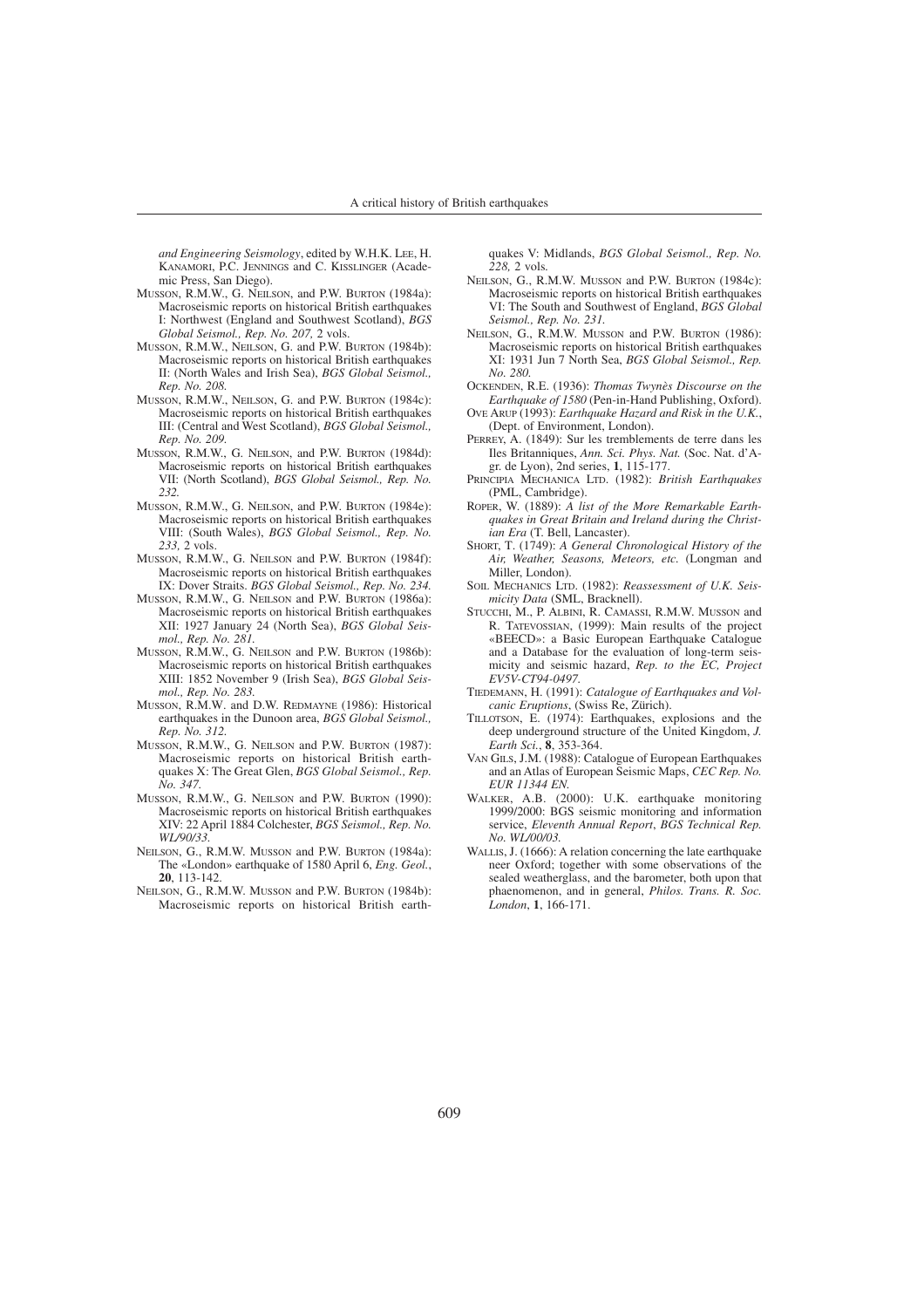*and Engineering Seismology*, edited by W.H.K. LEE, H. KANAMORI, P.C. JENNINGS and C. KISSLINGER (Academic Press, San Diego).

MUSSON, R.M.W., G. NEILSON, and P.W. BURTON (1984a): Macroseismic reports on historical British earthquakes I: Northwest (England and Southwest Scotland), *BGS Global Seismol., Rep. No. 207,* 2 vols.

MUSSON, R.M.W., NEILSON, G. and P.W. BURTON (1984b): Macroseismic reports on historical British earthquakes II: (North Wales and Irish Sea), *BGS Global Seismol., Rep. No. 208.*

MUSSON, R.M.W., NEILSON, G. and P.W. BURTON (1984c): Macroseismic reports on historical British earthquakes III: (Central and West Scotland), *BGS Global Seismol., Rep. No. 209.*

MUSSON, R.M.W., G. NEILSON, and P.W. BURTON (1984d): Macroseismic reports on historical British earthquakes VII: (North Scotland), *BGS Global Seismol., Rep. No. 232.*

MUSSON, R.M.W., G. NEILSON, and P.W. BURTON (1984e): Macroseismic reports on historical British earthquakes VIII: (South Wales), *BGS Global Seismol., Rep. No. 233,* 2 vols.

MUSSON, R.M.W., G. NEILSON and P.W. BURTON (1984f): Macroseismic reports on historical British earthquakes IX: Dover Straits. *BGS Global Seismol., Rep. No. 234.*

MUSSON, R.M.W., G. NEILSON and P.W. BURTON (1986a): Macroseismic reports on historical British earthquakes XII: 1927 January 24 (North Sea), *BGS Global Seismol., Rep. No. 281.*

MUSSON, R.M.W., G. NEILSON and P.W. BURTON (1986b): Macroseismic reports on historical British earthquakes XIII: 1852 November 9 (Irish Sea), *BGS Global Seismol., Rep. No. 283.*

MUSSON, R.M.W. and D.W. REDMAYNE (1986): Historical earthquakes in the Dunoon area, *BGS Global Seismol., Rep. No. 312.*

MUSSON, R.M.W., G. NEILSON and P.W. BURTON (1987): Macroseismic reports on historical British earthquakes X: The Great Glen, *BGS Global Seismol., Rep. No. 347.*

MUSSON, R.M.W., G. NEILSON and P.W. BURTON (1990): Macroseismic reports on historical British earthquakes XIV: 22 April 1884 Colchester, *BGS Seismol., Rep. No. WL/90/33.*

NEILSON, G., R.M.W. MUSSON and P.W. BURTON (1984a): The «London» earthquake of 1580 April 6, *Eng. Geol.*, **20**, 113-142.

NEILSON, G., R.M.W. MUSSON and P.W. BURTON (1984b): Macroseismic reports on historical British earthquakes V: Midlands, *BGS Global Seismol., Rep. No. 228,* 2 vols.

NEILSON, G., R.M.W. MUSSON and P.W. BURTON (1984c): Macroseismic reports on historical British earthquakes VI: The South and Southwest of England, *BGS Global Seismol., Rep. No. 231.*

NEILSON, G., R.M.W. MUSSON and P.W. BURTON (1986): Macroseismic reports on historical British earthquakes XI: 1931 Jun 7 North Sea, *BGS Global Seismol., Rep. No. 280.*

OCKENDEN, R.E. (1936): *Thomas Twynès Discourse on the Earthquake of 1580* (Pen-in-Hand Publishing, Oxford).

OVE ARUP (1993): *Earthquake Hazard and Risk in the U.K.*, (Dept. of Environment, London).

PERREY, A. (1849): Sur les tremblements de terre dans les Iles Britanniques, *Ann. Sci. Phys. Nat.* (Soc. Nat. d'Agr. de Lyon), 2nd series, **1**, 115-177.

PRINCIPIA MECHANICA LTD. (1982): *British Earthquakes* (PML, Cambridge).

ROPER, W. (1889): *A list of the More Remarkable Earthquakes in Great Britain and Ireland during the Christian Era* (T. Bell, Lancaster).

SHORT, T. (1749): *A General Chronological History of the Air, Weather, Seasons, Meteors, etc.* (Longman and Miller, London).

SOIL MECHANICS LTD. (1982): *Reassessment of U.K. Seismicity Data* (SML, Bracknell).

STUCCHI, M., P. ALBINI, R. CAMASSI, R.M.W. MUSSON and R. TATEVOSSIAN, (1999): Main results of the project «BEECD»: a Basic European Earthquake Catalogue and a Database for the evaluation of long-term seismicity and seismic hazard, *Rep. to the EC, Project EV5V-CT94-0497.*

TIEDEMANN, H. (1991): *Catalogue of Earthquakes and Volcanic Eruptions*, (Swiss Re, Zürich).

TILLOTSON, E. (1974): Earthquakes, explosions and the deep underground structure of the United Kingdom, *J. Earth Sci.*, **8**, 353-364.

VAN GILS, J.M. (1988): Catalogue of European Earthquakes and an Atlas of European Seismic Maps, *CEC Rep. No. EUR 11344 EN.*

WALKER, A.B. (2000): U.K. earthquake monitoring 1999/2000: BGS seismic monitoring and information service, *Eleventh Annual Report*, *BGS Technical Rep. No. WL/00/03.*

WALLIS, J. (1666): A relation concerning the late earthquake neer Oxford; together with some observations of the sealed weatherglass, and the barometer, both upon that phaenomenon, and in general, *Philos. Trans. R. Soc. London*, **1**, 166-171.